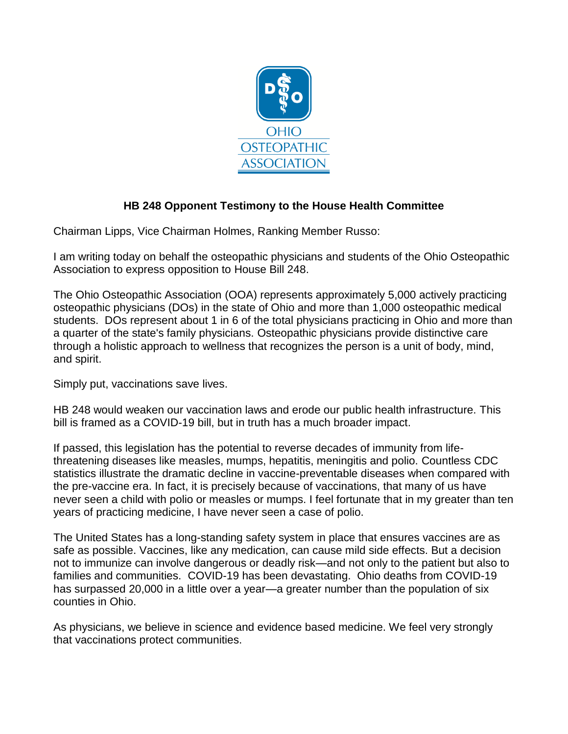OHIO OSTEOPATHIC ASSOCIATION

**HB 248 Opponent Testimony to the House Health Committee**

Chairman Lipps, Vice Chairman Holmes, Ranking Member Russo:

I am writing today on behalf the osteopathic physicians and students of the Ohio Osteopathic Association to express opposition to House Bill 248.

The Ohio Osteopathic Association (OOA) represents approximately 5,000 actively practicing osteopathic physicians (DOs) in the state of Ohio and more than 1,000 osteopathic medical students. DOs represent about 1 in 6 of the total physicians practicing in Ohio and more than a quarter of the state's family physicians. Osteopathic physicians provide distinctive care through a holistic approach to wellness that recognizes the person is a unit of body, mind, and spirit.

Simply put, vaccinations save lives.

HB 248 would weaken our vaccination laws and erode our public health infrastructure. This bill is framed as a COVID-19 bill, but in truth has a much broader impact.

If passed, this legislation has the potential to reverse decades of immunity from life-threatening diseases like measles, mumps, hepatitis, meningitis and polio. Countless CDC statistics illustrate the dramatic decline in vaccine-preventable diseases when compared with the pre-vaccine era. In fact, it is precisely because of vaccinations, that many of us have never seen a child with polio or measles or mumps. I feel fortunate that in my greater than ten years of practicing medicine, I have never seen a case of polio.

The United States has a long-standing safety system in place that ensures vaccines are as safe as possible. Vaccines, like any medication, can cause mild side effects. But a decision not to immunize can involve dangerous or deadly risk—and not only to the patient but also to families and communities. COVID-19 has been devastating. Ohio deaths from COVID-19 has surpassed 20,000 in a little over a year—a greater number than the population of six counties in Ohio.

As physicians, we believe in science and evidence based medicine. We feel very strongly that vaccinations protect communities.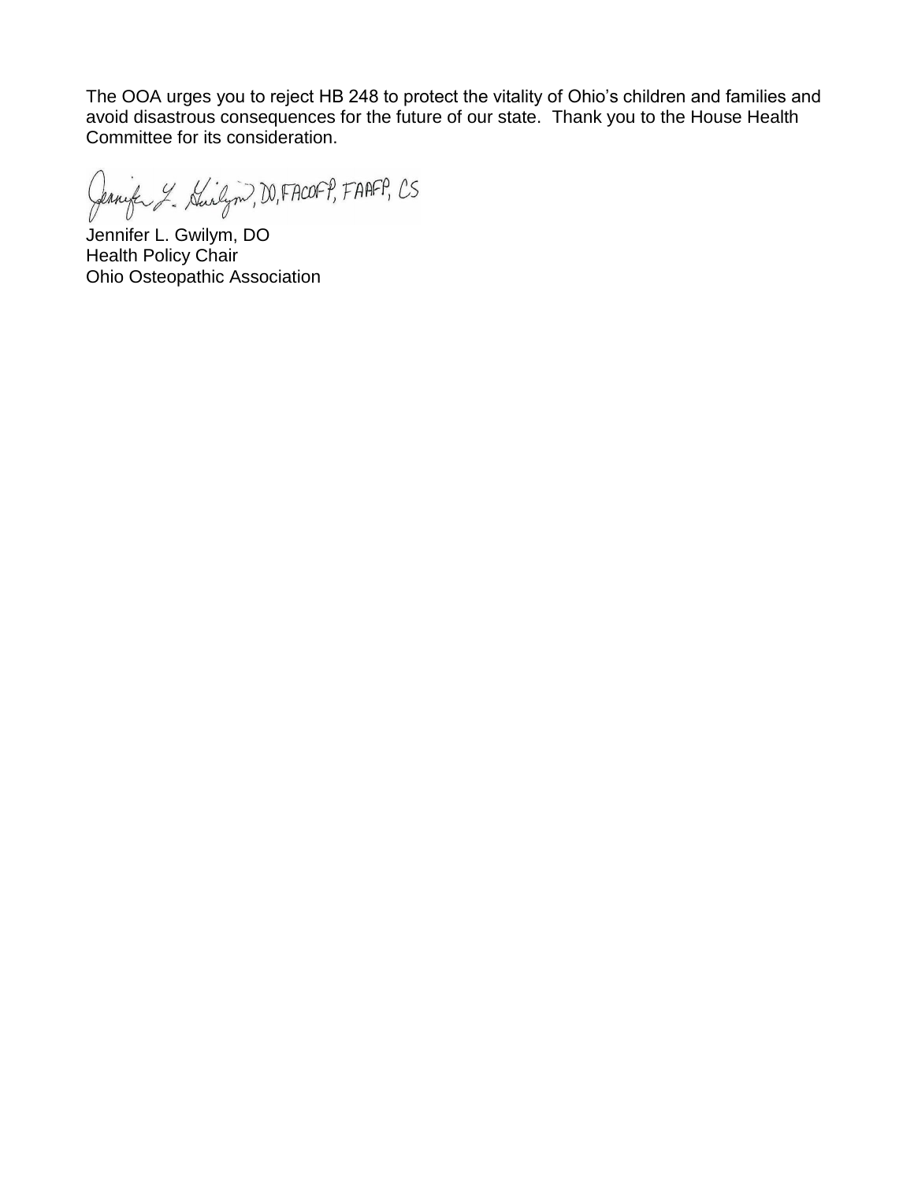The OOA urges you to reject HB 248 to protect the vitality of Ohio's children and families and avoid disastrous consequences for the future of our state. Thank you to the House Health Committee for its consideration.

Jennifer L. Gwilym, DO, FACOFP, FAAFP, CS

Jennifer L. Gwilym, DO
Health Policy Chair
Ohio Osteopathic Association